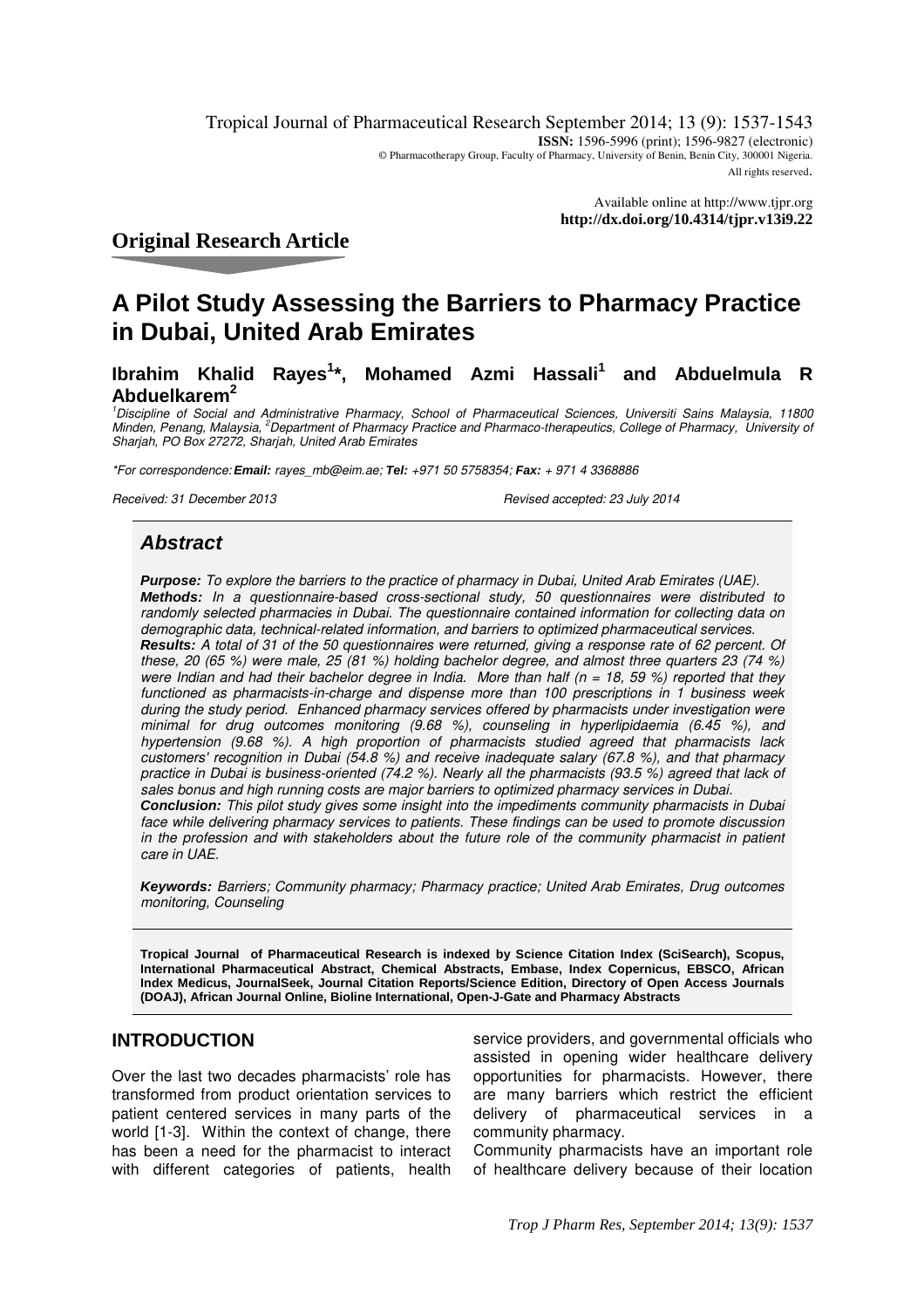Tropical Journal of Pharmaceutical Research September 2014; 13 (9): 1537-1543
**ISSN:** 1596-5996 (print); 1596-9827 (electronic)
© Pharmacotherapy Group, Faculty of Pharmacy, University of Benin, Benin City, 300001 Nigeria.
All rights reserved.

Available online at http://www.tjpr.org
**http://dx.doi.org/10.4314/tjpr.v13i9.22**

## Original Research Article

# A Pilot Study Assessing the Barriers to Pharmacy Practice in Dubai, United Arab Emirates

**Ibrahim Khalid Rayes[1]*, Mohamed Azmi Hassali[1] and Abduelmula R Abduelkarem[2]**

*[1]Discipline of Social and Administrative Pharmacy, School of Pharmaceutical Sciences, Universiti Sains Malaysia, 11800 Minden, Penang, Malaysia, [2]Department of Pharmacy Practice and Pharmaco-therapeutics, College of Pharmacy, University of Sharjah, PO Box 27272, Sharjah, United Arab Emirates*

*\*For correspondence: **Email:** rayes_mb@eim.ae; **Tel:** +971 50 5758354; **Fax:** + 971 4 3368886*

*Received: 31 December 2013* *Revised accepted: 23 July 2014*

## *Abstract*

***Purpose:*** *To explore the barriers to the practice of pharmacy in Dubai, United Arab Emirates (UAE).*
***Methods:*** *In a questionnaire-based cross-sectional study, 50 questionnaires were distributed to randomly selected pharmacies in Dubai. The questionnaire contained information for collecting data on demographic data, technical-related information, and barriers to optimized pharmaceutical services.*
***Results:*** *A total of 31 of the 50 questionnaires were returned, giving a response rate of 62 percent. Of these, 20 (65 %) were male, 25 (81 %) holding bachelor degree, and almost three quarters 23 (74 %) were Indian and had their bachelor degree in India. More than half (n = 18, 59 %) reported that they functioned as pharmacists-in-charge and dispense more than 100 prescriptions in 1 business week during the study period. Enhanced pharmacy services offered by pharmacists under investigation were minimal for drug outcomes monitoring (9.68 %), counseling in hyperlipidaemia (6.45 %), and hypertension (9.68 %). A high proportion of pharmacists studied agreed that pharmacists lack customers' recognition in Dubai (54.8 %) and receive inadequate salary (67.8 %), and that pharmacy practice in Dubai is business-oriented (74.2 %). Nearly all the pharmacists (93.5 %) agreed that lack of sales bonus and high running costs are major barriers to optimized pharmacy services in Dubai.*
***Conclusion:*** *This pilot study gives some insight into the impediments community pharmacists in Dubai face while delivering pharmacy services to patients. These findings can be used to promote discussion in the profession and with stakeholders about the future role of the community pharmacist in patient care in UAE.*

***Keywords:*** *Barriers; Community pharmacy; Pharmacy practice; United Arab Emirates, Drug outcomes monitoring, Counseling*

**Tropical Journal of Pharmaceutical Research is indexed by Science Citation Index (SciSearch), Scopus, International Pharmaceutical Abstract, Chemical Abstracts, Embase, Index Copernicus, EBSCO, African Index Medicus, JournalSeek, Journal Citation Reports/Science Edition, Directory of Open Access Journals (DOAJ), African Journal Online, Bioline International, Open-J-Gate and Pharmacy Abstracts**

## INTRODUCTION

Over the last two decades pharmacists' role has transformed from product orientation services to patient centered services in many parts of the world [1-3]. Within the context of change, there has been a need for the pharmacist to interact with different categories of patients, health service providers, and governmental officials who assisted in opening wider healthcare delivery opportunities for pharmacists. However, there are many barriers which restrict the efficient delivery of pharmaceutical services in a community pharmacy.

Community pharmacists have an important role of healthcare delivery because of their location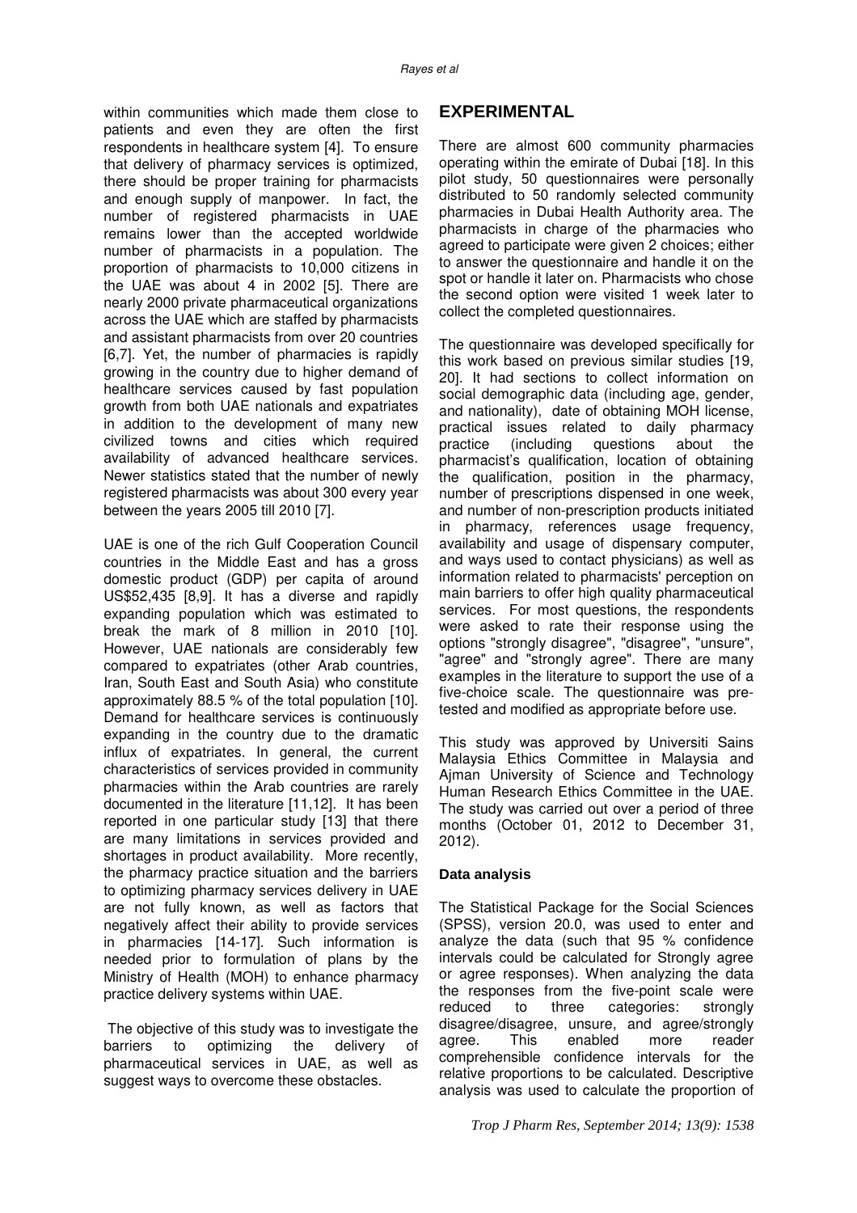within communities which made them close to patients and even they are often the first respondents in healthcare system [4]. To ensure that delivery of pharmacy services is optimized, there should be proper training for pharmacists and enough supply of manpower. In fact, the number of registered pharmacists in UAE remains lower than the accepted worldwide number of pharmacists in a population. The proportion of pharmacists to 10,000 citizens in the UAE was about 4 in 2002 [5]. There are nearly 2000 private pharmaceutical organizations across the UAE which are staffed by pharmacists and assistant pharmacists from over 20 countries [6,7]. Yet, the number of pharmacies is rapidly growing in the country due to higher demand of healthcare services caused by fast population growth from both UAE nationals and expatriates in addition to the development of many new civilized towns and cities which required availability of advanced healthcare services. Newer statistics stated that the number of newly registered pharmacists was about 300 every year between the years 2005 till 2010 [7].

UAE is one of the rich Gulf Cooperation Council countries in the Middle East and has a gross domestic product (GDP) per capita of around US$52,435 [8,9]. It has a diverse and rapidly expanding population which was estimated to break the mark of 8 million in 2010 [10]. However, UAE nationals are considerably few compared to expatriates (other Arab countries, Iran, South East and South Asia) who constitute approximately 88.5 % of the total population [10]. Demand for healthcare services is continuously expanding in the country due to the dramatic influx of expatriates. In general, the current characteristics of services provided in community pharmacies within the Arab countries are rarely documented in the literature [11,12]. It has been reported in one particular study [13] that there are many limitations in services provided and shortages in product availability. More recently, the pharmacy practice situation and the barriers to optimizing pharmacy services delivery in UAE are not fully known, as well as factors that negatively affect their ability to provide services in pharmacies [14-17]. Such information is needed prior to formulation of plans by the Ministry of Health (MOH) to enhance pharmacy practice delivery systems within UAE.

The objective of this study was to investigate the barriers to optimizing the delivery of pharmaceutical services in UAE, as well as suggest ways to overcome these obstacles.

## EXPERIMENTAL

There are almost 600 community pharmacies operating within the emirate of Dubai [18]. In this pilot study, 50 questionnaires were personally distributed to 50 randomly selected community pharmacies in Dubai Health Authority area. The pharmacists in charge of the pharmacies who agreed to participate were given 2 choices; either to answer the questionnaire and handle it on the spot or handle it later on. Pharmacists who chose the second option were visited 1 week later to collect the completed questionnaires.

The questionnaire was developed specifically for this work based on previous similar studies [19, 20]. It had sections to collect information on social demographic data (including age, gender, and nationality), date of obtaining MOH license, practical issues related to daily pharmacy practice (including questions about the pharmacist's qualification, location of obtaining the qualification, position in the pharmacy, number of prescriptions dispensed in one week, and number of non-prescription products initiated in pharmacy, references usage frequency, availability and usage of dispensary computer, and ways used to contact physicians) as well as information related to pharmacists' perception on main barriers to offer high quality pharmaceutical services. For most questions, the respondents were asked to rate their response using the options "strongly disagree", "disagree", "unsure", "agree" and "strongly agree". There are many examples in the literature to support the use of a five-choice scale. The questionnaire was pre-tested and modified as appropriate before use.

This study was approved by Universiti Sains Malaysia Ethics Committee in Malaysia and Ajman University of Science and Technology Human Research Ethics Committee in the UAE. The study was carried out over a period of three months (October 01, 2012 to December 31, 2012).

### Data analysis

The Statistical Package for the Social Sciences (SPSS), version 20.0, was used to enter and analyze the data (such that 95 % confidence intervals could be calculated for Strongly agree or agree responses). When analyzing the data the responses from the five-point scale were reduced to three categories: strongly disagree/disagree, unsure, and agree/strongly agree. This enabled more reader comprehensible confidence intervals for the relative proportions to be calculated. Descriptive analysis was used to calculate the proportion of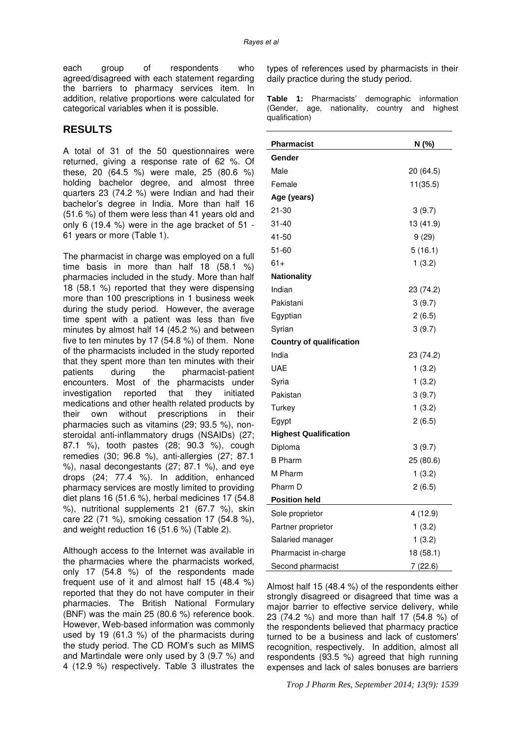each group of respondents who agreed/disagreed with each statement regarding the barriers to pharmacy services item. In addition, relative proportions were calculated for categorical variables when it is possible.

## RESULTS

A total of 31 of the 50 questionnaires were returned, giving a response rate of 62 %. Of these, 20 (64.5 %) were male, 25 (80.6 %) holding bachelor degree, and almost three quarters 23 (74.2 %) were Indian and had their bachelor's degree in India. More than half 16 (51.6 %) of them were less than 41 years old and only 6 (19.4 %) were in the age bracket of 51 - 61 years or more (Table 1).

The pharmacist in charge was employed on a full time basis in more than half 18 (58.1 %) pharmacies included in the study. More than half 18 (58.1 %) reported that they were dispensing more than 100 prescriptions in 1 business week during the study period. However, the average time spent with a patient was less than five minutes by almost half 14 (45.2 %) and between five to ten minutes by 17 (54.8 %) of them. None of the pharmacists included in the study reported that they spent more than ten minutes with their patients during the pharmacist-patient encounters. Most of the pharmacists under investigation reported that they initiated medications and other health related products by their own without prescriptions in their pharmacies such as vitamins (29; 93.5 %), non-steroidal anti-inflammatory drugs (NSAIDs) (27; 87.1 %), tooth pastes (28; 90.3 %), cough remedies (30; 96.8 %), anti-allergies (27; 87.1 %), nasal decongestants (27; 87.1 %), and eye drops (24; 77.4 %). In addition, enhanced pharmacy services are mostly limited to providing diet plans 16 (51.6 %), herbal medicines 17 (54.8 %), nutritional supplements 21 (67.7 %), skin care 22 (71 %), smoking cessation 17 (54.8 %), and weight reduction 16 (51.6 %) (Table 2).

Although access to the Internet was available in the pharmacies where the pharmacists worked, only 17 (54.8 %) of the respondents made frequent use of it and almost half 15 (48.4 %) reported that they do not have computer in their pharmacies. The British National Formulary (BNF) was the main 25 (80.6 %) reference book. However, Web-based information was commonly used by 19 (61.3 %) of the pharmacists during the study period. The CD ROM's such as MIMS and Martindale were only used by 3 (9.7 %) and 4 (12.9 %) respectively. Table 3 illustrates the types of references used by pharmacists in their daily practice during the study period.

**Table 1:** Pharmacists' demographic information (Gender, age, nationality, country and highest qualification)

| Pharmacist | N (%) |
|---|---|
| **Gender** | |
| Male | 20 (64.5) |
| Female | 11(35.5) |
| **Age (years)** | |
| 21-30 | 3 (9.7) |
| 31-40 | 13 (41.9) |
| 41-50 | 9 (29) |
| 51-60 | 5 (16.1) |
| 61+ | 1 (3.2) |
| **Nationality** | |
| Indian | 23 (74.2) |
| Pakistani | 3 (9.7) |
| Egyptian | 2 (6.5) |
| Syrian | 3 (9.7) |
| **Country of qualification** | |
| India | 23 (74.2) |
| UAE | 1 (3.2) |
| Syria | 1 (3.2) |
| Pakistan | 3 (9.7) |
| Turkey | 1 (3.2) |
| Egypt | 2 (6.5) |
| **Highest Qualification** | |
| Diploma | 3 (9.7) |
| B Pharm | 25 (80.6) |
| M Pharm | 1 (3.2) |
| Pharm D | 2 (6.5) |
| **Position held** | |
| Sole proprietor | 4 (12.9) |
| Partner proprietor | 1 (3.2) |
| Salaried manager | 1 (3.2) |
| Pharmacist in-charge | 18 (58.1) |
| Second pharmacist | 7 (22.6) |

Almost half 15 (48.4 %) of the respondents either strongly disagreed or disagreed that time was a major barrier to effective service delivery, while 23 (74.2 %) and more than half 17 (54.8 %) of the respondents believed that pharmacy practice turned to be a business and lack of customers' recognition, respectively. In addition, almost all respondents (93.5 %) agreed that high running expenses and lack of sales bonuses are barriers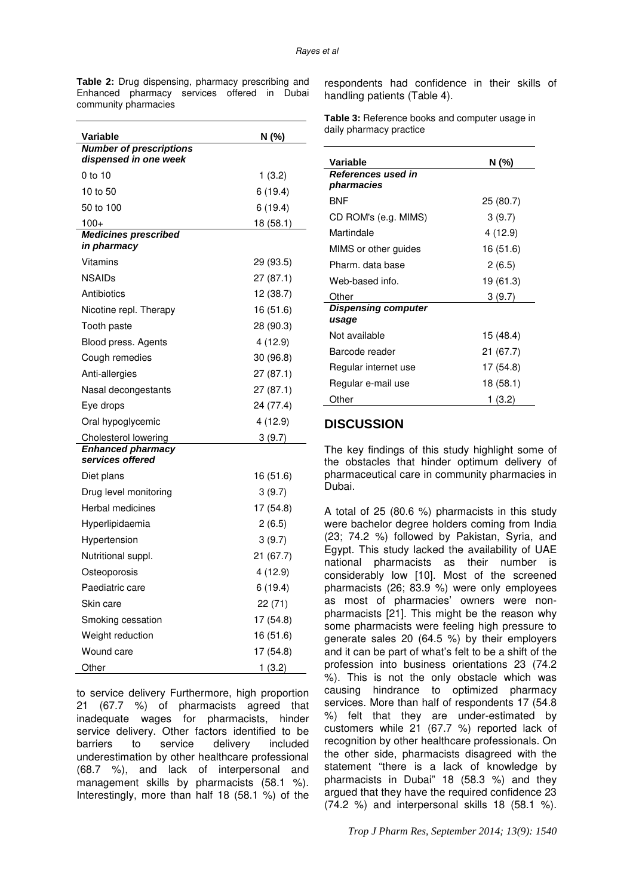**Table 2:** Drug dispensing, pharmacy prescribing and Enhanced pharmacy services offered in Dubai community pharmacies

| Variable | N (%) |
|---|---|
| ***Number of prescriptions dispensed in one week*** | |
| 0 to 10 | 1 (3.2) |
| 10 to 50 | 6 (19.4) |
| 50 to 100 | 6 (19.4) |
| 100+ | 18 (58.1) |
| ***Medicines prescribed in pharmacy*** | |
| Vitamins | 29 (93.5) |
| NSAIDs | 27 (87.1) |
| Antibiotics | 12 (38.7) |
| Nicotine repl. Therapy | 16 (51.6) |
| Tooth paste | 28 (90.3) |
| Blood press. Agents | 4 (12.9) |
| Cough remedies | 30 (96.8) |
| Anti-allergies | 27 (87.1) |
| Nasal decongestants | 27 (87.1) |
| Eye drops | 24 (77.4) |
| Oral hypoglycemic | 4 (12.9) |
| Cholesterol lowering | 3 (9.7) |
| ***Enhanced pharmacy services offered*** | |
| Diet plans | 16 (51.6) |
| Drug level monitoring | 3 (9.7) |
| Herbal medicines | 17 (54.8) |
| Hyperlipidaemia | 2 (6.5) |
| Hypertension | 3 (9.7) |
| Nutritional suppl. | 21 (67.7) |
| Osteoporosis | 4 (12.9) |
| Paediatric care | 6 (19.4) |
| Skin care | 22 (71) |
| Smoking cessation | 17 (54.8) |
| Weight reduction | 16 (51.6) |
| Wound care | 17 (54.8) |
| Other | 1 (3.2) |

to service delivery Furthermore, high proportion 21 (67.7 %) of pharmacists agreed that inadequate wages for pharmacists, hinder service delivery. Other factors identified to be barriers to service delivery included underestimation by other healthcare professional (68.7 %), and lack of interpersonal and management skills by pharmacists (58.1 %). Interestingly, more than half 18 (58.1 %) of the respondents had confidence in their skills of handling patients (Table 4).

**Table 3:** Reference books and computer usage in daily pharmacy practice

| Variable | N (%) |
|---|---|
| ***References used in pharmacies*** | |
| BNF | 25 (80.7) |
| CD ROM's (e.g. MIMS) | 3 (9.7) |
| Martindale | 4 (12.9) |
| MIMS or other guides | 16 (51.6) |
| Pharm. data base | 2 (6.5) |
| Web-based info. | 19 (61.3) |
| Other | 3 (9.7) |
| ***Dispensing computer usage*** | |
| Not available | 15 (48.4) |
| Barcode reader | 21 (67.7) |
| Regular internet use | 17 (54.8) |
| Regular e-mail use | 18 (58.1) |
| Other | 1 (3.2) |

## DISCUSSION

The key findings of this study highlight some of the obstacles that hinder optimum delivery of pharmaceutical care in community pharmacies in Dubai.

A total of 25 (80.6 %) pharmacists in this study were bachelor degree holders coming from India (23; 74.2 %) followed by Pakistan, Syria, and Egypt. This study lacked the availability of UAE national pharmacists as their number is considerably low [10]. Most of the screened pharmacists (26; 83.9 %) were only employees as most of pharmacies' owners were non-pharmacists [21]. This might be the reason why some pharmacists were feeling high pressure to generate sales 20 (64.5 %) by their employers and it can be part of what's felt to be a shift of the profession into business orientations 23 (74.2 %). This is not the only obstacle which was causing hindrance to optimized pharmacy services. More than half of respondents 17 (54.8 %) felt that they are under-estimated by customers while 21 (67.7 %) reported lack of recognition by other healthcare professionals. On the other side, pharmacists disagreed with the statement "there is a lack of knowledge by pharmacists in Dubai" 18 (58.3 %) and they argued that they have the required confidence 23 (74.2 %) and interpersonal skills 18 (58.1 %).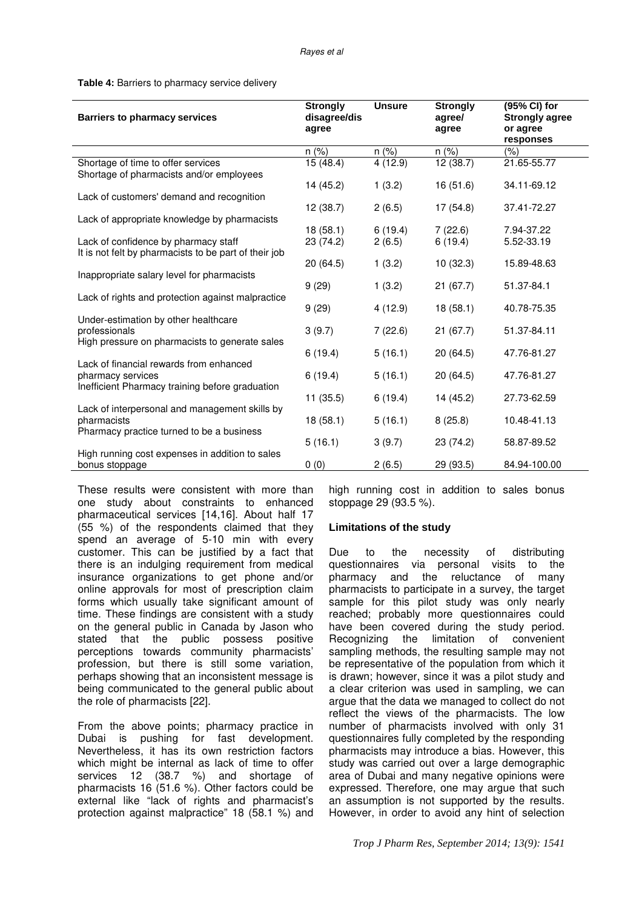**Table 4:** Barriers to pharmacy service delivery

| Barriers to pharmacy services | Strongly disagree/disagree | Unsure | Strongly agree/ agree | (95% CI) for Strongly agree or agree responses |
|---|---|---|---|---|
| | n (%) | n (%) | n (%) | (%) |
| Shortage of time to offer services | 15 (48.4) | 4 (12.9) | 12 (38.7) | 21.65-55.77 |
| Shortage of pharmacists and/or employees | 14 (45.2) | 1 (3.2) | 16 (51.6) | 34.11-69.12 |
| Lack of customers' demand and recognition | 12 (38.7) | 2 (6.5) | 17 (54.8) | 37.41-72.27 |
| Lack of appropriate knowledge by pharmacists | 18 (58.1) | 6 (19.4) | 7 (22.6) | 7.94-37.22 |
| Lack of confidence by pharmacy staff | 23 (74.2) | 2 (6.5) | 6 (19.4) | 5.52-33.19 |
| It is not felt by pharmacists to be part of their job | 20 (64.5) | 1 (3.2) | 10 (32.3) | 15.89-48.63 |
| Inappropriate salary level for pharmacists | 9 (29) | 1 (3.2) | 21 (67.7) | 51.37-84.1 |
| Lack of rights and protection against malpractice | 9 (29) | 4 (12.9) | 18 (58.1) | 40.78-75.35 |
| Under-estimation by other healthcare professionals | 3 (9.7) | 7 (22.6) | 21 (67.7) | 51.37-84.11 |
| High pressure on pharmacists to generate sales | 6 (19.4) | 5 (16.1) | 20 (64.5) | 47.76-81.27 |
| Lack of financial rewards from enhanced pharmacy services | 6 (19.4) | 5 (16.1) | 20 (64.5) | 47.76-81.27 |
| Inefficient Pharmacy training before graduation | 11 (35.5) | 6 (19.4) | 14 (45.2) | 27.73-62.59 |
| Lack of interpersonal and management skills by pharmacists | 18 (58.1) | 5 (16.1) | 8 (25.8) | 10.48-41.13 |
| Pharmacy practice turned to be a business | 5 (16.1) | 3 (9.7) | 23 (74.2) | 58.87-89.52 |
| High running cost expenses in addition to sales bonus stoppage | 0 (0) | 2 (6.5) | 29 (93.5) | 84.94-100.00 |

These results were consistent with more than one study about constraints to enhanced pharmaceutical services [14,16]. About half 17 (55 %) of the respondents claimed that they spend an average of 5-10 min with every customer. This can be justified by a fact that there is an indulging requirement from medical insurance organizations to get phone and/or online approvals for most of prescription claim forms which usually take significant amount of time. These findings are consistent with a study on the general public in Canada by Jason who stated that the public possess positive perceptions towards community pharmacists' profession, but there is still some variation, perhaps showing that an inconsistent message is being communicated to the general public about the role of pharmacists [22].

From the above points; pharmacy practice in Dubai is pushing for fast development. Nevertheless, it has its own restriction factors which might be internal as lack of time to offer services 12 (38.7 %) and shortage of pharmacists 16 (51.6 %). Other factors could be external like "lack of rights and pharmacist's protection against malpractice" 18 (58.1 %) and high running cost in addition to sales bonus stoppage 29 (93.5 %).

### Limitations of the study

Due to the necessity of distributing questionnaires via personal visits to the pharmacy and the reluctance of many pharmacists to participate in a survey, the target sample for this pilot study was only nearly reached; probably more questionnaires could have been covered during the study period. Recognizing the limitation of convenient sampling methods, the resulting sample may not be representative of the population from which it is drawn; however, since it was a pilot study and a clear criterion was used in sampling, we can argue that the data we managed to collect do not reflect the views of the pharmacists. The low number of pharmacists involved with only 31 questionnaires fully completed by the responding pharmacists may introduce a bias. However, this study was carried out over a large demographic area of Dubai and many negative opinions were expressed. Therefore, one may argue that such an assumption is not supported by the results. However, in order to avoid any hint of selection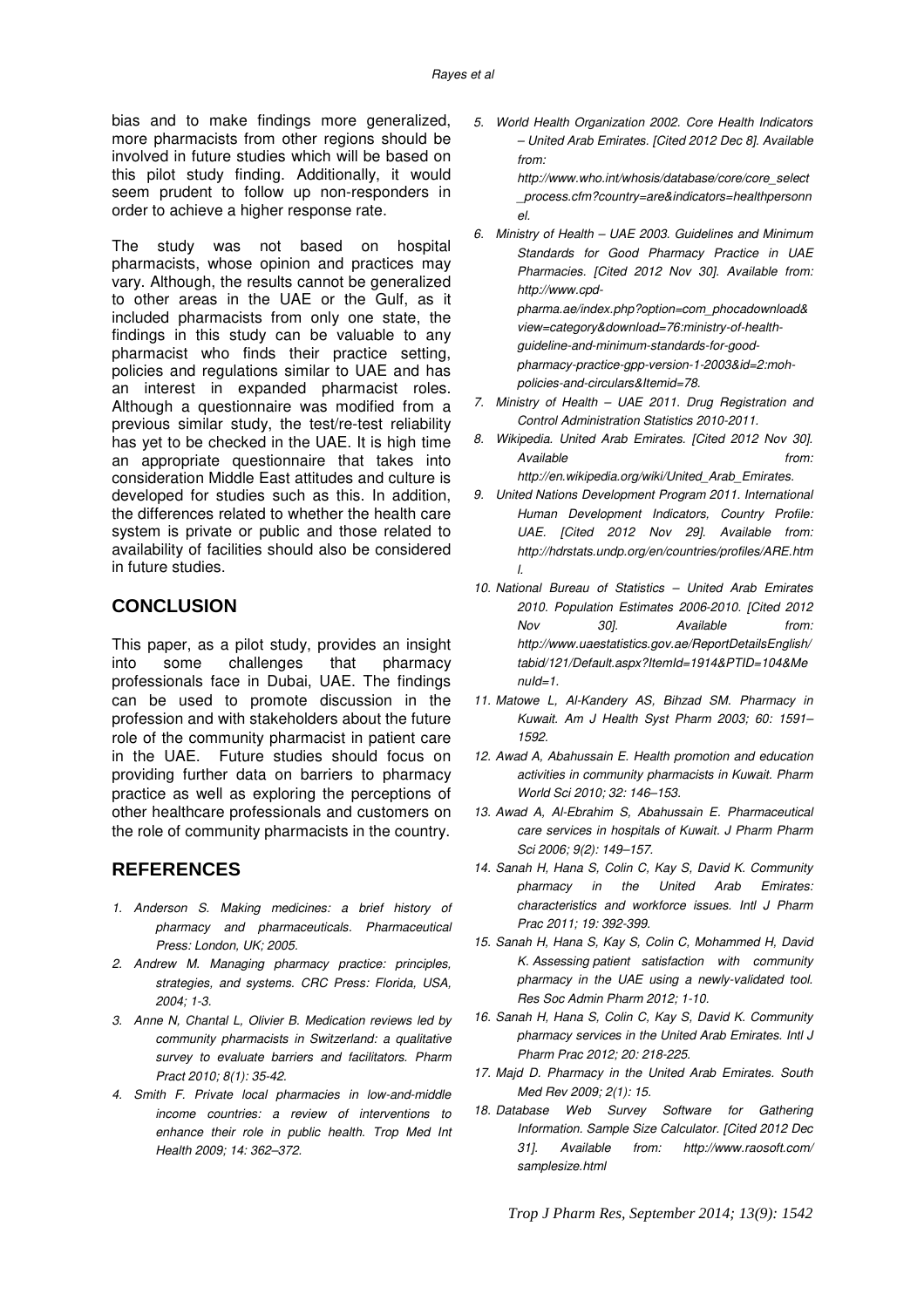bias and to make findings more generalized, more pharmacists from other regions should be involved in future studies which will be based on this pilot study finding. Additionally, it would seem prudent to follow up non-responders in order to achieve a higher response rate.

The study was not based on hospital pharmacists, whose opinion and practices may vary. Although, the results cannot be generalized to other areas in the UAE or the Gulf, as it included pharmacists from only one state, the findings in this study can be valuable to any pharmacist who finds their practice setting, policies and regulations similar to UAE and has an interest in expanded pharmacist roles. Although a questionnaire was modified from a previous similar study, the test/re-test reliability has yet to be checked in the UAE. It is high time an appropriate questionnaire that takes into consideration Middle East attitudes and culture is developed for studies such as this. In addition, the differences related to whether the health care system is private or public and those related to availability of facilities should also be considered in future studies.

## CONCLUSION

This paper, as a pilot study, provides an insight into some challenges that pharmacy professionals face in Dubai, UAE. The findings can be used to promote discussion in the profession and with stakeholders about the future role of the community pharmacist in patient care in the UAE. Future studies should focus on providing further data on barriers to pharmacy practice as well as exploring the perceptions of other healthcare professionals and customers on the role of community pharmacists in the country.

## REFERENCES

1. *Anderson S. Making medicines: a brief history of pharmacy and pharmaceuticals. Pharmaceutical Press: London, UK; 2005.*
2. *Andrew M. Managing pharmacy practice: principles, strategies, and systems. CRC Press: Florida, USA, 2004; 1-3.*
3. *Anne N, Chantal L, Olivier B. Medication reviews led by community pharmacists in Switzerland: a qualitative survey to evaluate barriers and facilitators. Pharm Pract 2010; 8(1): 35-42.*
4. *Smith F. Private local pharmacies in low-and-middle income countries: a review of interventions to enhance their role in public health. Trop Med Int Health 2009; 14: 362–372.*
5. *World Health Organization 2002. Core Health Indicators – United Arab Emirates. [Cited 2012 Dec 8]. Available from: http://www.who.int/whosis/database/core/core_select_process.cfm?country=are&indicators=healthpersonnel.*
6. *Ministry of Health – UAE 2003. Guidelines and Minimum Standards for Good Pharmacy Practice in UAE Pharmacies. [Cited 2012 Nov 30]. Available from: http://www.cpd-pharma.ae/index.php?option=com_phocadownload&view=category&download=76:ministry-of-health-guideline-and-minimum-standards-for-good-pharmacy-practice-gpp-version-1-2003&id=2:moh-policies-and-circulars&Itemid=78.*
7. *Ministry of Health – UAE 2011. Drug Registration and Control Administration Statistics 2010-2011.*
8. *Wikipedia. United Arab Emirates. [Cited 2012 Nov 30]. Available from: http://en.wikipedia.org/wiki/United_Arab_Emirates.*
9. *United Nations Development Program 2011. International Human Development Indicators, Country Profile: UAE. [Cited 2012 Nov 29]. Available from: http://hdrstats.undp.org/en/countries/profiles/ARE.html.*
10. *National Bureau of Statistics – United Arab Emirates 2010. Population Estimates 2006-2010. [Cited 2012 Nov 30]. Available from: http://www.uaestatistics.gov.ae/ReportDetailsEnglish/tabid/121/Default.aspx?ItemId=1914&PTID=104&MenuId=1.*
11. *Matowe L, Al-Kandery AS, Bihzad SM. Pharmacy in Kuwait. Am J Health Syst Pharm 2003; 60: 1591–1592.*
12. *Awad A, Abahussain E. Health promotion and education activities in community pharmacists in Kuwait. Pharm World Sci 2010; 32: 146–153.*
13. *Awad A, Al-Ebrahim S, Abahussain E. Pharmaceutical care services in hospitals of Kuwait. J Pharm Pharm Sci 2006; 9(2): 149–157.*
14. *Sanah H, Hana S, Colin C, Kay S, David K. Community pharmacy in the United Arab Emirates: characteristics and workforce issues. Intl J Pharm Prac 2011; 19: 392-399.*
15. *Sanah H, Hana S, Kay S, Colin C, Mohammed H, David K. Assessing patient satisfaction with community pharmacy in the UAE using a newly-validated tool. Res Soc Admin Pharm 2012; 1-10.*
16. *Sanah H, Hana S, Colin C, Kay S, David K. Community pharmacy services in the United Arab Emirates. Intl J Pharm Prac 2012; 20: 218-225.*
17. *Majd D. Pharmacy in the United Arab Emirates. South Med Rev 2009; 2(1): 15.*
18. *Database Web Survey Software for Gathering Information. Sample Size Calculator. [Cited 2012 Dec 31]. Available from: http://www.raosoft.com/samplesize.html*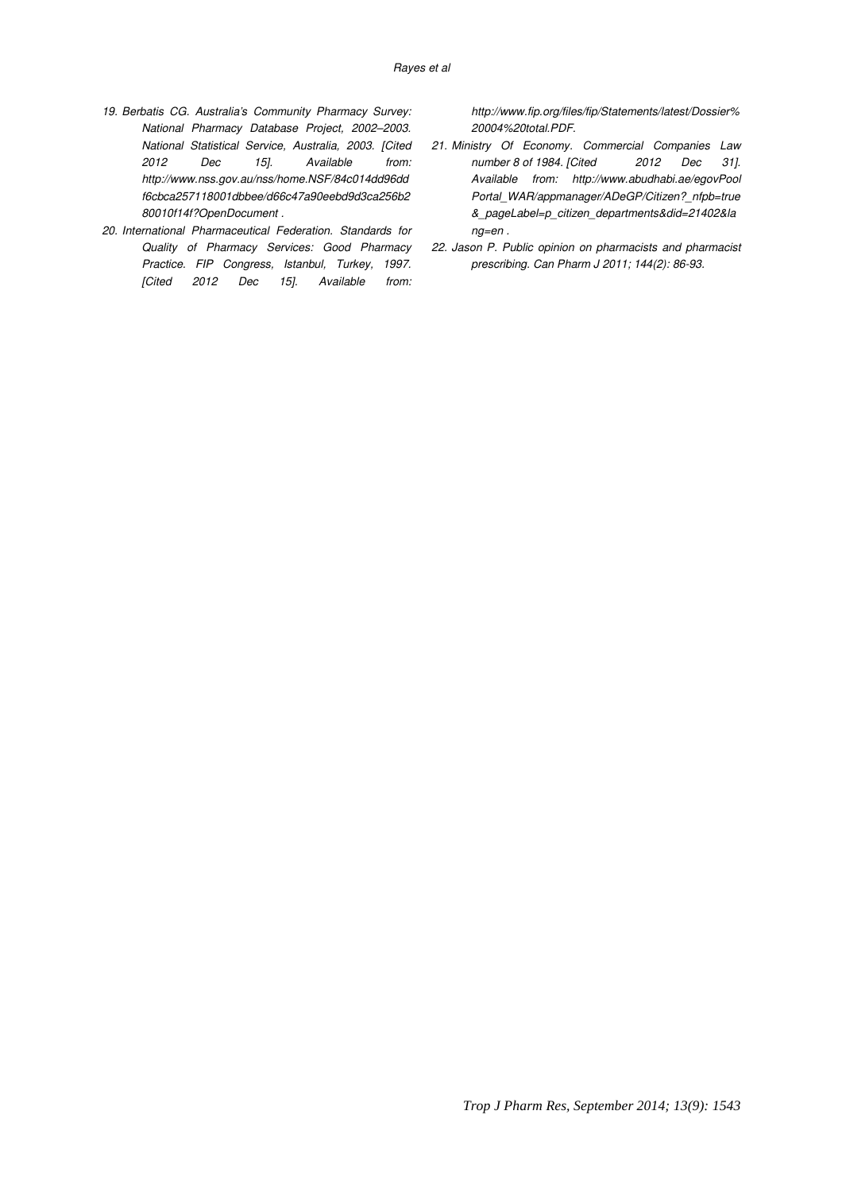19. Berbatis CG. Australia's Community Pharmacy Survey: National Pharmacy Database Project, 2002–2003. National Statistical Service, Australia, 2003. [Cited 2012 Dec 15]. Available from: http://www.nss.gov.au/nss/home.NSF/84c014dd96ddf6cbca257118001dbbee/d66c47a90eebd9d3ca256b280010f14f?OpenDocument .
20. International Pharmaceutical Federation. Standards for Quality of Pharmacy Services: Good Pharmacy Practice. FIP Congress, Istanbul, Turkey, 1997. [Cited 2012 Dec 15]. Available from: http://www.fip.org/files/fip/Statements/latest/Dossier%20004%20total.PDF.
21. Ministry Of Economy. Commercial Companies Law number 8 of 1984. [Cited 2012 Dec 31]. Available from: http://www.abudhabi.ae/egovPoolPortal_WAR/appmanager/ADeGP/Citizen?_nfpb=true&_pageLabel=p_citizen_departments&did=21402&lang=en .
22. Jason P. Public opinion on pharmacists and pharmacist prescribing. Can Pharm J 2011; 144(2): 86-93.